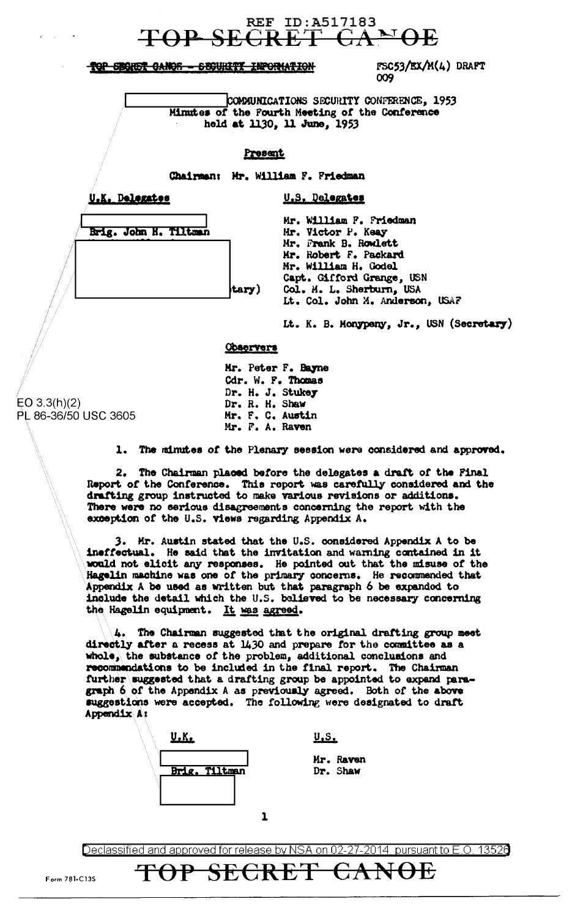REF ID:A517183

TOP SECRET CANOE

TOP SECRET CANOE - SECURITY INFORMATION

FSC53/EX/M(4) DRAFT
009

COMMUNICATIONS SECURITY CONFERENCE, 1953
Minutes of the Fourth Meeting of the Conference
held at 1130, 11 June, 1953

**Present**

Chairman: Mr. William F. Friedman

| U.K. Delegates | U.S. Delegates |
|---|---|
| Brig. John H. Tiltman | Mr. William F. Friedman |
| | Mr. Victor P. Keay |
| | Mr. Frank B. Rowlett |
| | Mr. Robert F. Packard |
| | Mr. William H. Godel |
| | Capt. Gifford Grange, USN |
| tary) | Col. M. L. Sherburn, USA |
| | Lt. Col. John M. Anderson, USAF |
| | Lt. K. B. Monypeny, Jr., USN (Secretary) |

**Observers**

Mr. Peter F. Bayne
Cdr. W. F. Thomas
Dr. H. J. Stukey
Dr. R. H. Shaw
Mr. F. C. Austin
Mr. F. A. Raven

EO 3.3(h)(2)
PL 86-36/50 USC 3605

1. The minutes of the Plenary session were considered and approved.

2. The Chairman placed before the delegates a draft of the Final Report of the Conference. This report was carefully considered and the drafting group instructed to make various revisions or additions. There were no serious disagreements concerning the report with the exception of the U.S. views regarding Appendix A.

3. Mr. Austin stated that the U.S. considered Appendix A to be ineffectual. He said that the invitation and warning contained in it would not elicit any responses. He pointed out that the misuse of the Hagelin machine was one of the primary concerns. He recommended that Appendix A be used as written but that paragraph 6 be expanded to include the detail which the U.S. believed to be necessary concerning the Hagelin equipment. It was agreed.

4. The Chairman suggested that the original drafting group meet directly after a recess at 1430 and prepare for the committee as a whole, the substance of the problem, additional conclusions and recommendations to be included in the final report. The Chairman further suggested that a drafting group be appointed to expand paragraph 6 of the Appendix A as previously agreed. Both of the above suggestions were accepted. The following were designated to draft Appendix A:

| U.K. | U.S. |
|---|---|
| | Mr. Raven |
| Brig. Tiltman | Dr. Shaw |

Declassified and approved for release by NSA on 02-27-2014 pursuant to E.O. 13526

TOP SECRET CANOE

Form 781-C13S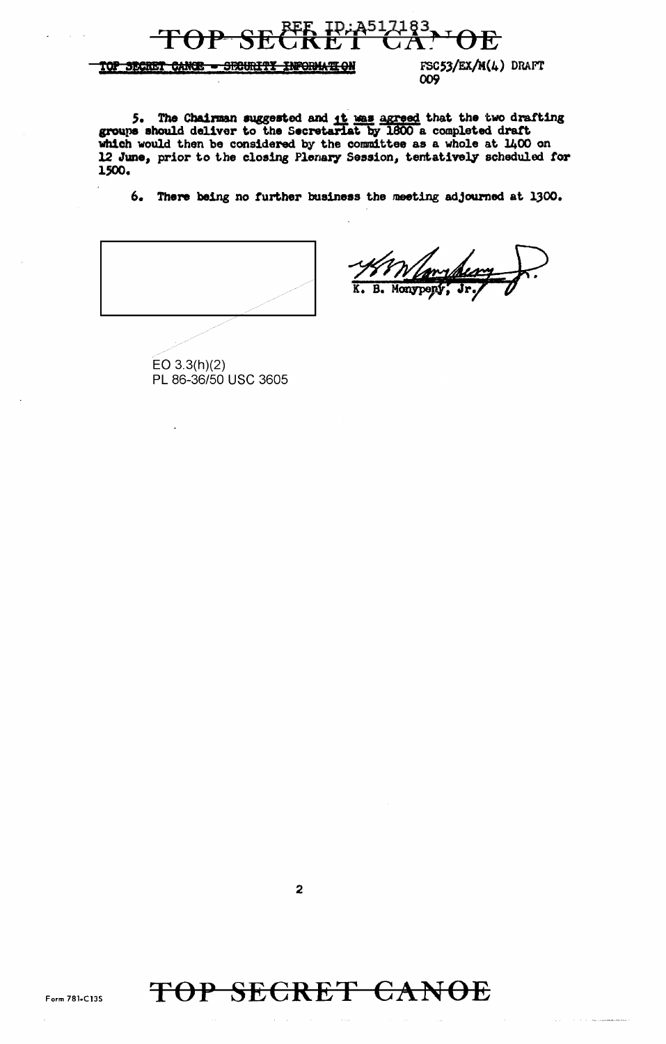TOP SECRET CANOE

TOP SECRET CANOE - SECURITY INFORMATION

FSC53/EX/M(4) DRAFT
009

5. The Chairman suggested and it was agreed that the two drafting groups should deliver to the Secretariat by 1800 a completed draft which would then be considered by the committee as a whole at 1400 on 12 June, prior to the closing Plenary Session, tentatively scheduled for 1500.

6. There being no further business the meeting adjourned at 1300.

K. B. Monypeny, Jr.

EO 3.3(h)(2)
PL 86-36/50 USC 3605

Form 781-C13S

TOP SECRET CANOE